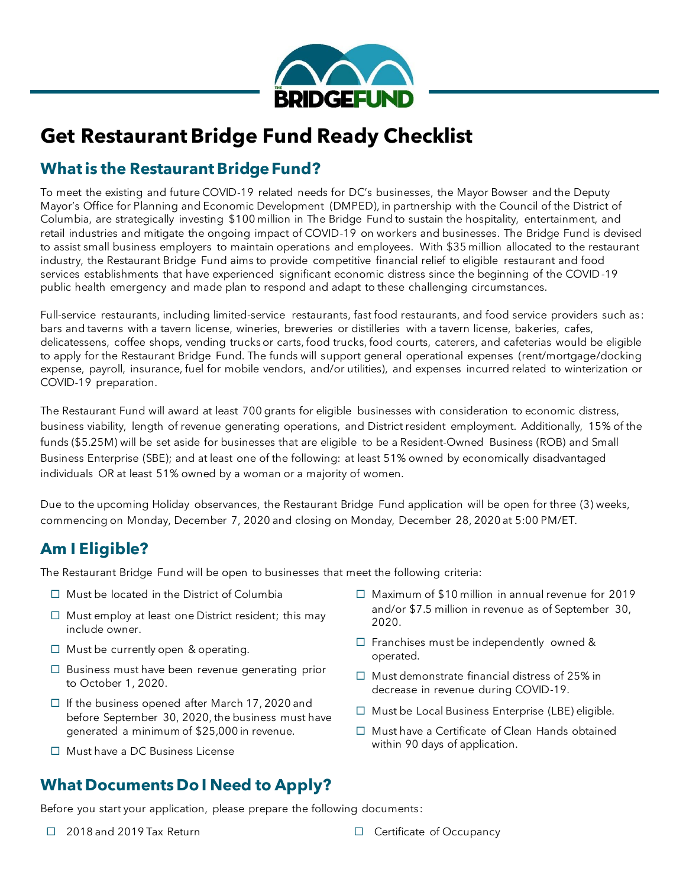# Get Restaurant Bridge Fund Ready Checklist

## What is the Restaurant Bridge Fund?

To meet the existing and future COVID-19 related needs for DC's businesses, the Mayor Bowser and the Deputy Mayor's Office for Planning and Economic Development (DMPED), in partnership with the Council of the District of Columbia, are strategically investing $100 million in The Bridge Fund to sustain the hospitality, entertainment, and retail industries and mitigate the ongoing impact of COVID-19 on workers and businesses. The Bridge Fund is devised to assist small business employers to maintain operations and employees. With $35 million allocated to the restaurant industry, the Restaurant Bridge Fund aims to provide competitive financial relief to eligible restaurant and food services establishments that have experienced significant economic distress since the beginning of the COVID-19 public health emergency and made plan to respond and adapt to these challenging circumstances.

Full-service restaurants, including limited-service restaurants, fast food restaurants, and food service providers such as: bars and taverns with a tavern license, wineries, breweries or distilleries with a tavern license, bakeries, cafes, delicatessens, coffee shops, vending trucks or carts, food trucks, food courts, caterers, and cafeterias would be eligible to apply for the Restaurant Bridge Fund. The funds will support general operational expenses (rent/mortgage/docking expense, payroll, insurance, fuel for mobile vendors, and/or utilities), and expenses incurred related to winterization or COVID-19 preparation.

The Restaurant Fund will award at least 700 grants for eligible businesses with consideration to economic distress, business viability, length of revenue generating operations, and District resident employment. Additionally, 15% of the funds ($5.25M) will be set aside for businesses that are eligible to be a Resident-Owned Business (ROB) and Small Business Enterprise (SBE); and at least one of the following: at least 51% owned by economically disadvantaged individuals OR at least 51% owned by a woman or a majority of women.

Due to the upcoming Holiday observances, the Restaurant Bridge Fund application will be open for three (3) weeks, commencing on Monday, December 7, 2020 and closing on Monday, December 28, 2020 at 5:00 PM/ET.

## Am I Eligible?

The Restaurant Bridge Fund will be open to businesses that meet the following criteria:

- ☐ Must be located in the District of Columbia
- ☐ Must employ at least one District resident; this may include owner.
- ☐ Must be currently open & operating.
- ☐ Business must have been revenue generating prior to October 1, 2020.
- ☐ If the business opened after March 17, 2020 and before September 30, 2020, the business must have generated a minimum of $25,000 in revenue.
- ☐ Must have a DC Business License
- ☐ Maximum of $10 million in annual revenue for 2019 and/or $7.5 million in revenue as of September 30, 2020.
- ☐ Franchises must be independently owned & operated.
- ☐ Must demonstrate financial distress of 25% in decrease in revenue during COVID-19.
- ☐ Must be Local Business Enterprise (LBE) eligible.
- ☐ Must have a Certificate of Clean Hands obtained within 90 days of application.

## What Documents Do I Need to Apply?

Before you start your application, please prepare the following documents:

- ☐ 2018 and 2019 Tax Return
- ☐ Certificate of Occupancy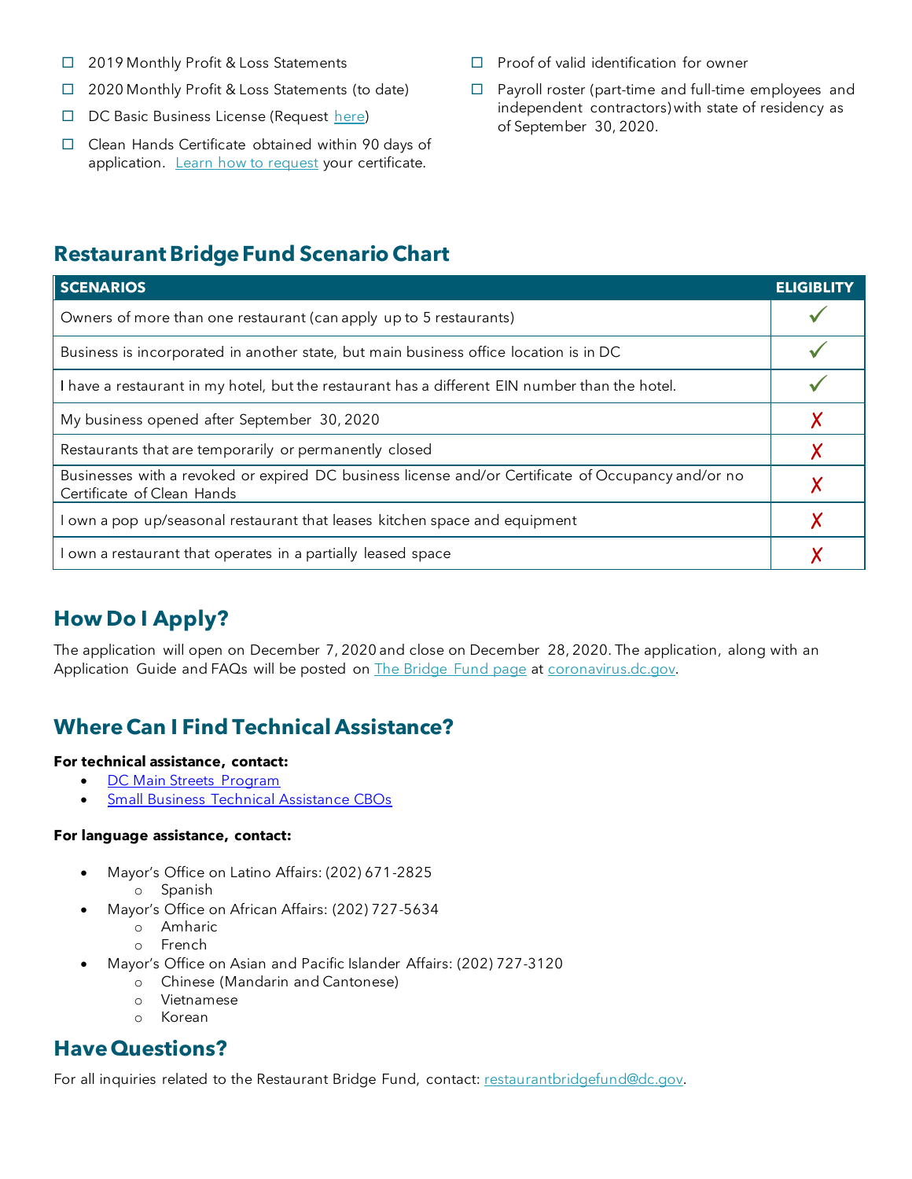- ☐ 2019 Monthly Profit & Loss Statements
- ☐ 2020 Monthly Profit & Loss Statements (to date)
- ☐ DC Basic Business License (Request here)
- ☐ Clean Hands Certificate obtained within 90 days of application. Learn how to request your certificate.
- ☐ Proof of valid identification for owner
- ☐ Payroll roster (part-time and full-time employees and independent contractors) with state of residency as of September 30, 2020.

## Restaurant Bridge Fund Scenario Chart

| SCENARIOS | ELIGIBLITY |
|---|---|
| Owners of more than one restaurant (can apply up to 5 restaurants) | ✓ |
| Business is incorporated in another state, but main business office location is in DC | ✓ |
| I have a restaurant in my hotel, but the restaurant has a different EIN number than the hotel. | ✓ |
| My business opened after September 30, 2020 | ✗ |
| Restaurants that are temporarily or permanently closed | ✗ |
| Businesses with a revoked or expired DC business license and/or Certificate of Occupancy and/or no Certificate of Clean Hands | ✗ |
| I own a pop up/seasonal restaurant that leases kitchen space and equipment | ✗ |
| I own a restaurant that operates in a partially leased space | ✗ |

## How Do I Apply?

The application will open on December 7, 2020 and close on December 28, 2020. The application, along with an Application Guide and FAQs will be posted on The Bridge Fund page at coronavirus.dc.gov.

## Where Can I Find Technical Assistance?

**For technical assistance, contact:**

- DC Main Streets Program
- Small Business Technical Assistance CBOs

**For language assistance, contact:**

- Mayor's Office on Latino Affairs: (202) 671-2825
  - Spanish
- Mayor's Office on African Affairs: (202) 727-5634
  - Amharic
  - French
- Mayor's Office on Asian and Pacific Islander Affairs: (202) 727-3120
  - Chinese (Mandarin and Cantonese)
  - Vietnamese
  - Korean

## Have Questions?

For all inquiries related to the Restaurant Bridge Fund, contact: restaurantbridgefund@dc.gov.